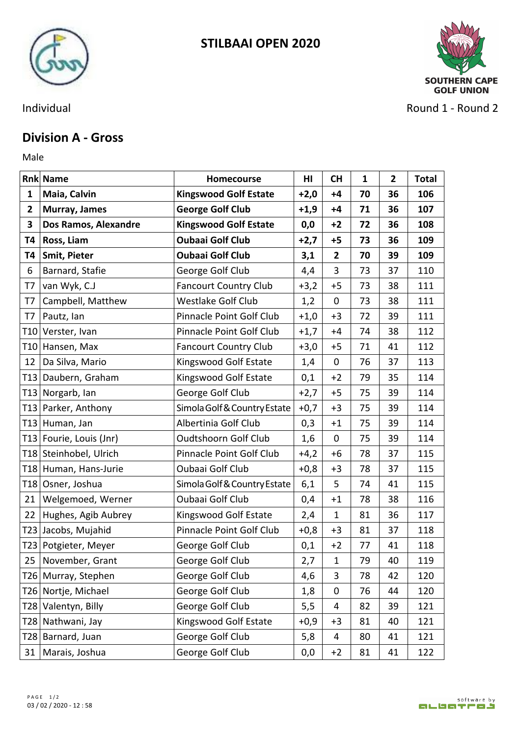# STILBAAI OPEN 2020

SOUTHERN CAPE GOLF UNION

Individual

Round 1 - Round 2

## Division A - Gross

Male

| Rnk | Name | Homecourse | HI | CH | 1 | 2 | Total |
|---|---|---|---|---|---|---|---|
| **1** | **Maia, Calvin** | **Kingswood Golf Estate** | **+2,0** | **+4** | **70** | **36** | **106** |
| **2** | **Murray, James** | **George Golf Club** | **+1,9** | **+4** | **71** | **36** | **107** |
| **3** | **Dos Ramos, Alexandre** | **Kingswood Golf Estate** | **0,0** | **+2** | **72** | **36** | **108** |
| **T4** | **Ross, Liam** | **Oubaai Golf Club** | **+2,7** | **+5** | **73** | **36** | **109** |
| **T4** | **Smit, Pieter** | **Oubaai Golf Club** | **3,1** | **2** | **70** | **39** | **109** |
| 6 | Barnard, Stafie | George Golf Club | 4,4 | 3 | 73 | 37 | 110 |
| T7 | van Wyk, C.J | Fancourt Country Club | +3,2 | +5 | 73 | 38 | 111 |
| T7 | Campbell, Matthew | Westlake Golf Club | 1,2 | 0 | 73 | 38 | 111 |
| T7 | Pautz, Ian | Pinnacle Point Golf Club | +1,0 | +3 | 72 | 39 | 111 |
| T10 | Verster, Ivan | Pinnacle Point Golf Club | +1,7 | +4 | 74 | 38 | 112 |
| T10 | Hansen, Max | Fancourt Country Club | +3,0 | +5 | 71 | 41 | 112 |
| 12 | Da Silva, Mario | Kingswood Golf Estate | 1,4 | 0 | 76 | 37 | 113 |
| T13 | Daubern, Graham | Kingswood Golf Estate | 0,1 | +2 | 79 | 35 | 114 |
| T13 | Norgarb, Ian | George Golf Club | +2,7 | +5 | 75 | 39 | 114 |
| T13 | Parker, Anthony | Simola Golf & Country Estate | +0,7 | +3 | 75 | 39 | 114 |
| T13 | Human, Jan | Albertinia Golf Club | 0,3 | +1 | 75 | 39 | 114 |
| T13 | Fourie, Louis (Jnr) | Oudtshoorn Golf Club | 1,6 | 0 | 75 | 39 | 114 |
| T18 | Steinhobel, Ulrich | Pinnacle Point Golf Club | +4,2 | +6 | 78 | 37 | 115 |
| T18 | Human, Hans-Jurie | Oubaai Golf Club | +0,8 | +3 | 78 | 37 | 115 |
| T18 | Osner, Joshua | Simola Golf & Country Estate | 6,1 | 5 | 74 | 41 | 115 |
| 21 | Welgemoed, Werner | Oubaai Golf Club | 0,4 | +1 | 78 | 38 | 116 |
| 22 | Hughes, Agib Aubrey | Kingswood Golf Estate | 2,4 | 1 | 81 | 36 | 117 |
| T23 | Jacobs, Mujahid | Pinnacle Point Golf Club | +0,8 | +3 | 81 | 37 | 118 |
| T23 | Potgieter, Meyer | George Golf Club | 0,1 | +2 | 77 | 41 | 118 |
| 25 | November, Grant | George Golf Club | 2,7 | 1 | 79 | 40 | 119 |
| T26 | Murray, Stephen | George Golf Club | 4,6 | 3 | 78 | 42 | 120 |
| T26 | Nortje, Michael | George Golf Club | 1,8 | 0 | 76 | 44 | 120 |
| T28 | Valentyn, Billy | George Golf Club | 5,5 | 4 | 82 | 39 | 121 |
| T28 | Nathwani, Jay | Kingswood Golf Estate | +0,9 | +3 | 81 | 40 | 121 |
| T28 | Barnard, Juan | George Golf Club | 5,8 | 4 | 80 | 41 | 121 |
| 31 | Marais, Joshua | George Golf Club | 0,0 | +2 | 81 | 41 | 122 |

03 / 02 / 2020 - 12 : 58

software by ALBATROS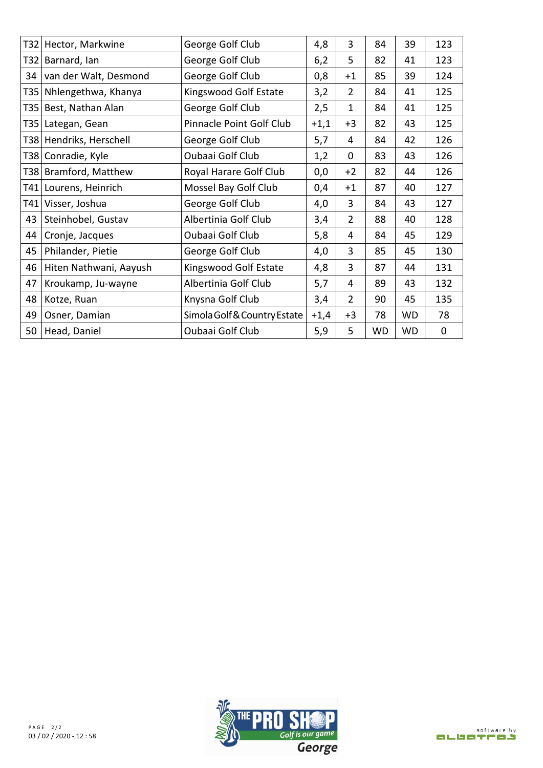| | | | | | | | |
|---|---|---|---|---|---|---|---|
| T32 | Hector, Markwine | George Golf Club | 4,8 | 3 | 84 | 39 | 123 |
| T32 | Barnard, Ian | George Golf Club | 6,2 | 5 | 82 | 41 | 123 |
| 34 | van der Walt, Desmond | George Golf Club | 0,8 | +1 | 85 | 39 | 124 |
| T35 | Nhlengethwa, Khanya | Kingswood Golf Estate | 3,2 | 2 | 84 | 41 | 125 |
| T35 | Best, Nathan Alan | George Golf Club | 2,5 | 1 | 84 | 41 | 125 |
| T35 | Lategan, Gean | Pinnacle Point Golf Club | +1,1 | +3 | 82 | 43 | 125 |
| T38 | Hendriks, Herschell | George Golf Club | 5,7 | 4 | 84 | 42 | 126 |
| T38 | Conradie, Kyle | Oubaai Golf Club | 1,2 | 0 | 83 | 43 | 126 |
| T38 | Bramford, Matthew | Royal Harare Golf Club | 0,0 | +2 | 82 | 44 | 126 |
| T41 | Lourens, Heinrich | Mossel Bay Golf Club | 0,4 | +1 | 87 | 40 | 127 |
| T41 | Visser, Joshua | George Golf Club | 4,0 | 3 | 84 | 43 | 127 |
| 43 | Steinhobel, Gustav | Albertinia Golf Club | 3,4 | 2 | 88 | 40 | 128 |
| 44 | Cronje, Jacques | Oubaai Golf Club | 5,8 | 4 | 84 | 45 | 129 |
| 45 | Philander, Pietie | George Golf Club | 4,0 | 3 | 85 | 45 | 130 |
| 46 | Hiten Nathwani, Aayush | Kingswood Golf Estate | 4,8 | 3 | 87 | 44 | 131 |
| 47 | Kroukamp, Ju-wayne | Albertinia Golf Club | 5,7 | 4 | 89 | 43 | 132 |
| 48 | Kotze, Ruan | Knysna Golf Club | 3,4 | 2 | 90 | 45 | 135 |
| 49 | Osner, Damian | Simola Golf & Country Estate | +1,4 | +3 | 78 | WD | 78 |
| 50 | Head, Daniel | Oubaai Golf Club | 5,9 | 5 | WD | WD | 0 |

03 / 02 / 2020 - 12 : 58

THE PRO SHOP Golf is our game George

software by albatros